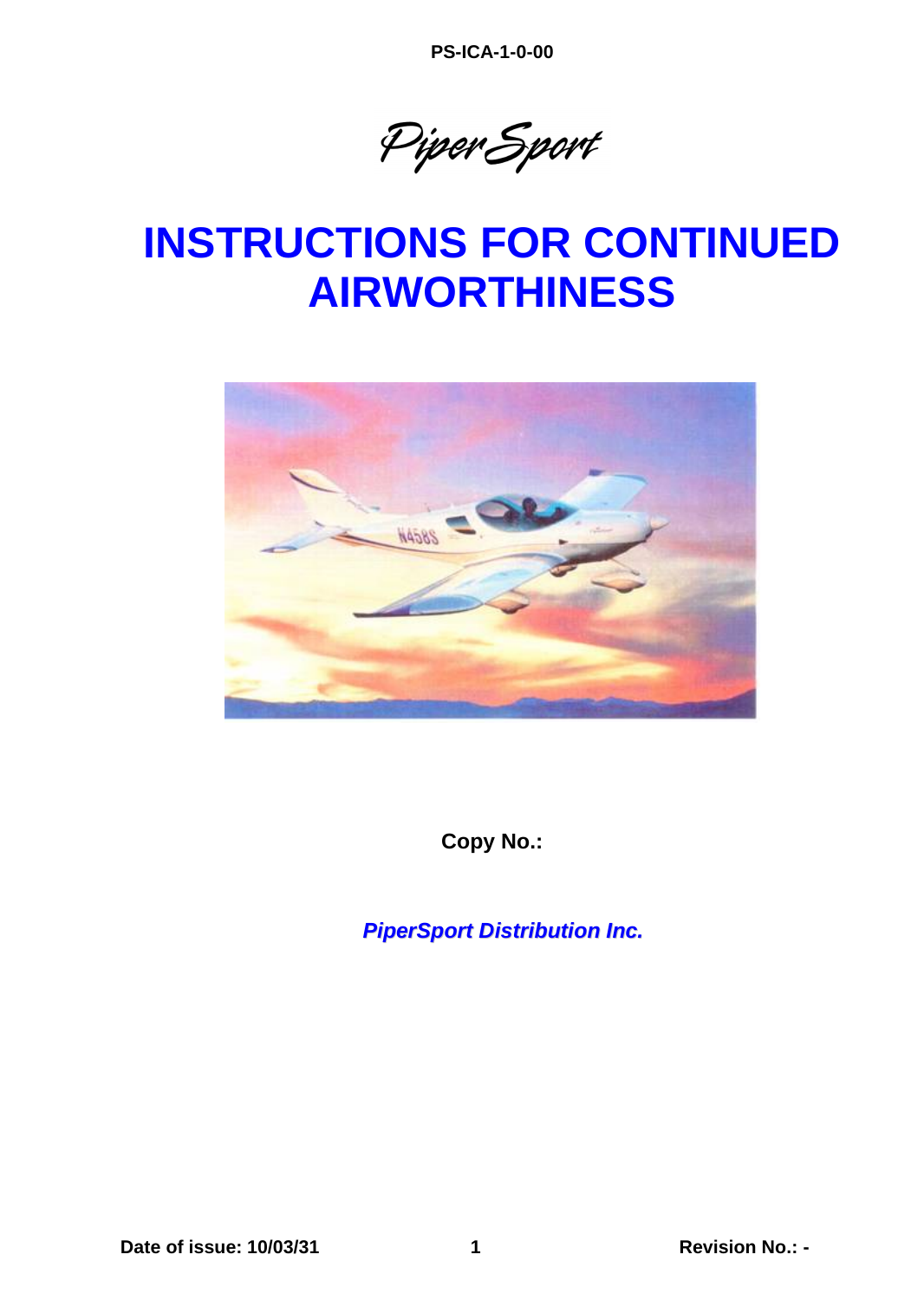PS-ICA-1-0-00

*PiperSport*

# INSTRUCTIONS FOR CONTINUED AIRWORTHINESS

**Copy No.:**

***PiperSport Distribution Inc.***

**Date of issue: 10/03/31** **Revision No.: -**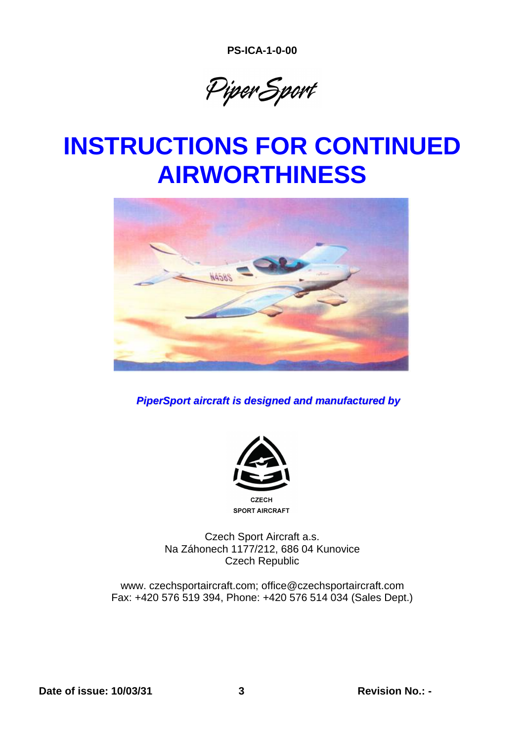PS-ICA-1-0-00

PiperSport

# INSTRUCTIONS FOR CONTINUED AIRWORTHINESS

***PiperSport aircraft is designed and manufactured by***

CZECH
SPORT AIRCRAFT

Czech Sport Aircraft a.s.
Na Záhonech 1177/212, 686 04 Kunovice
Czech Republic

www. czechsportaircraft.com; office@czechsportaircraft.com
Fax: +420 576 519 394, Phone: +420 576 514 034 (Sales Dept.)

**Date of issue: 10/03/31** **Revision No.: -**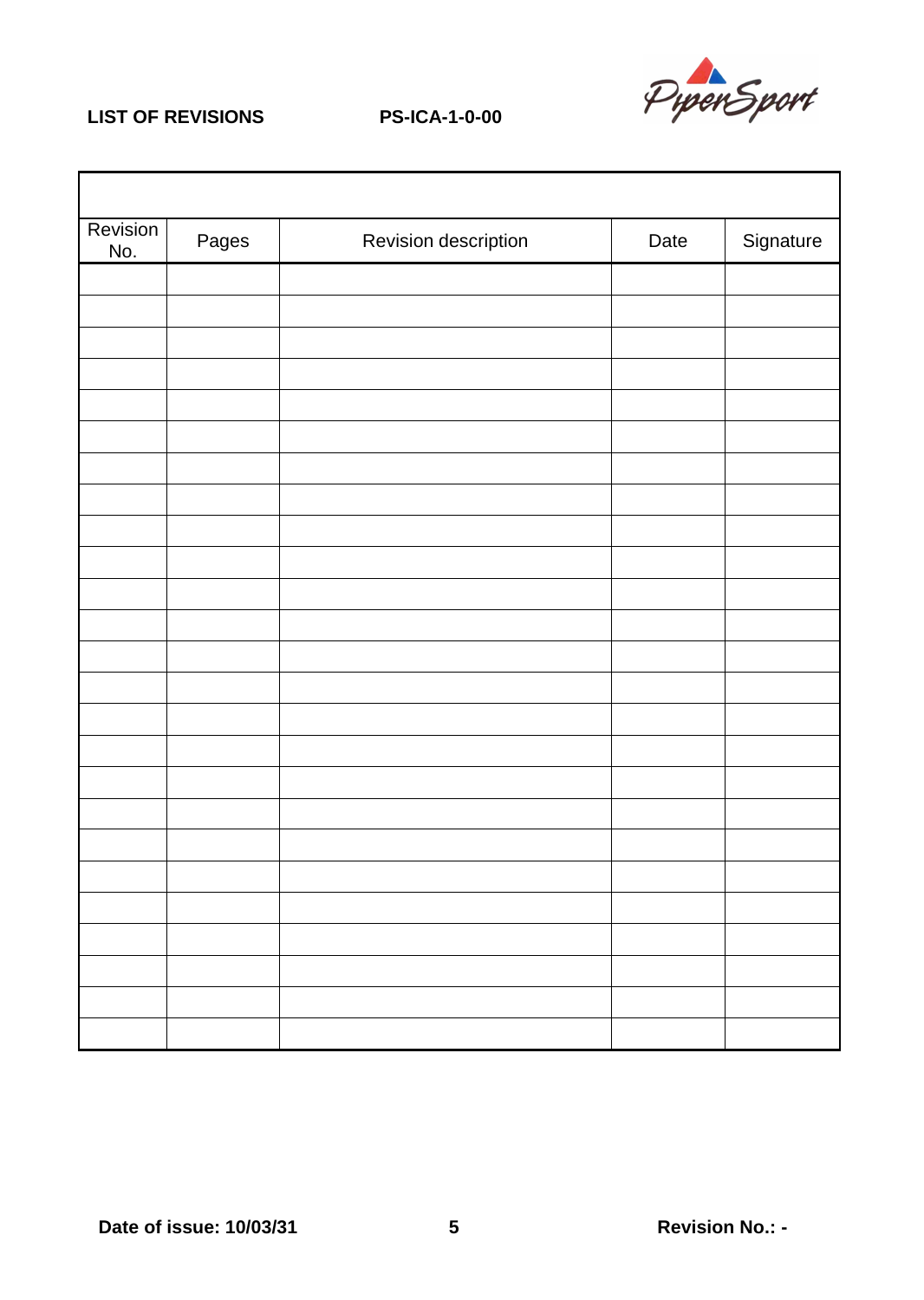# LIST OF REVISIONS

| Revision No. | Pages | Revision description | Date | Signature |
|---|---|---|---|---|
| | | | | |
| | | | | |
| | | | | |
| | | | | |
| | | | | |
| | | | | |
| | | | | |
| | | | | |
| | | | | |
| | | | | |
| | | | | |
| | | | | |
| | | | | |
| | | | | |
| | | | | |
| | | | | |
| | | | | |
| | | | | |
| | | | | |
| | | | | |
| | | | | |
| | | | | |
| | | | | |
| | | | | |
| | | | | |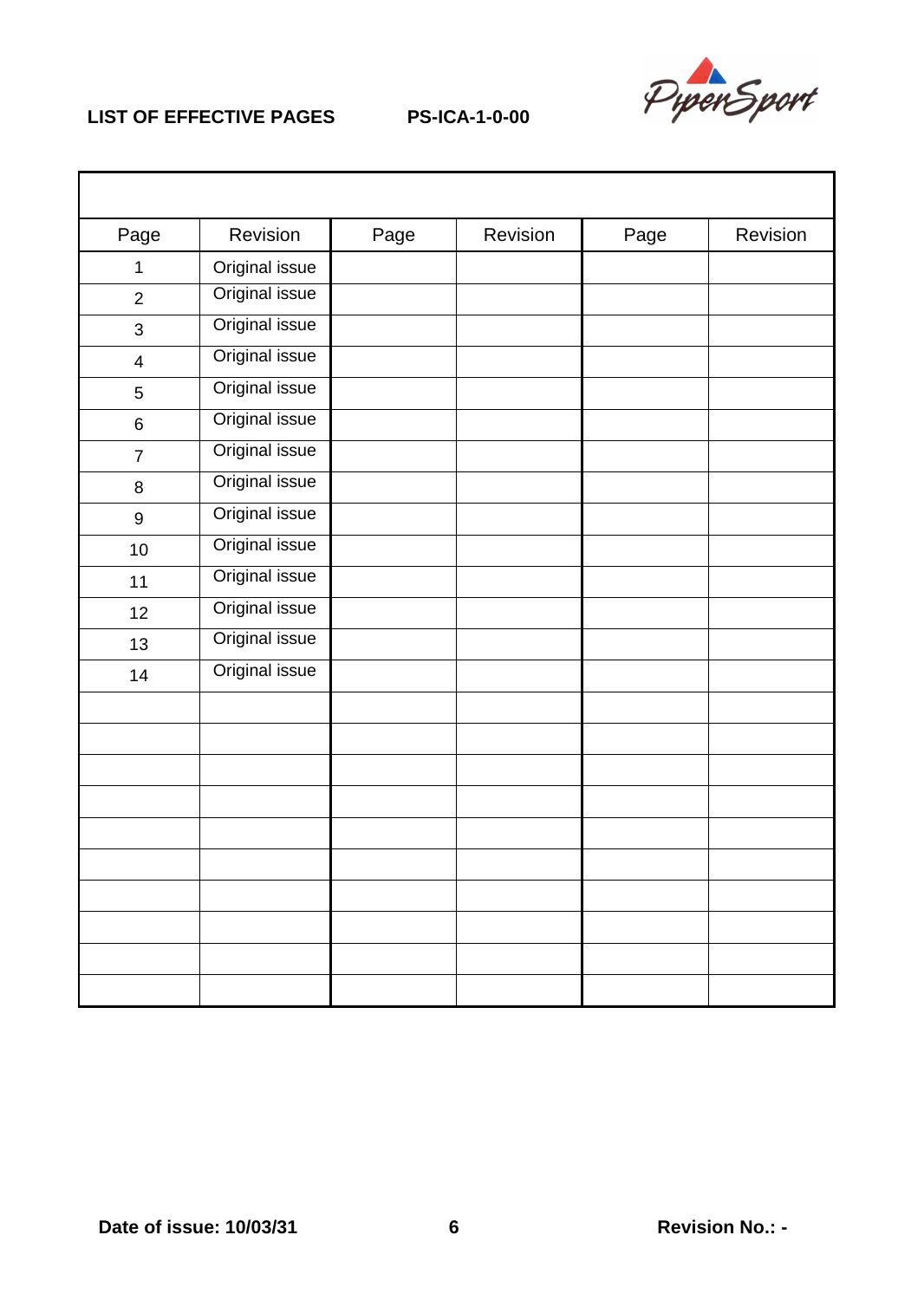# LIST OF EFFECTIVE PAGES

PS-ICA-1-0-00

| Page | Revision | Page | Revision | Page | Revision |
|---|---|---|---|---|---|
| 1 | Original issue | | | | |
| 2 | Original issue | | | | |
| 3 | Original issue | | | | |
| 4 | Original issue | | | | |
| 5 | Original issue | | | | |
| 6 | Original issue | | | | |
| 7 | Original issue | | | | |
| 8 | Original issue | | | | |
| 9 | Original issue | | | | |
| 10 | Original issue | | | | |
| 11 | Original issue | | | | |
| 12 | Original issue | | | | |
| 13 | Original issue | | | | |
| 14 | Original issue | | | | |
| | | | | | |
| | | | | | |
| | | | | | |
| | | | | | |
| | | | | | |
| | | | | | |
| | | | | | |
| | | | | | |
| | | | | | |
| | | | | | |

**Date of issue: 10/03/31** **Revision No.: -**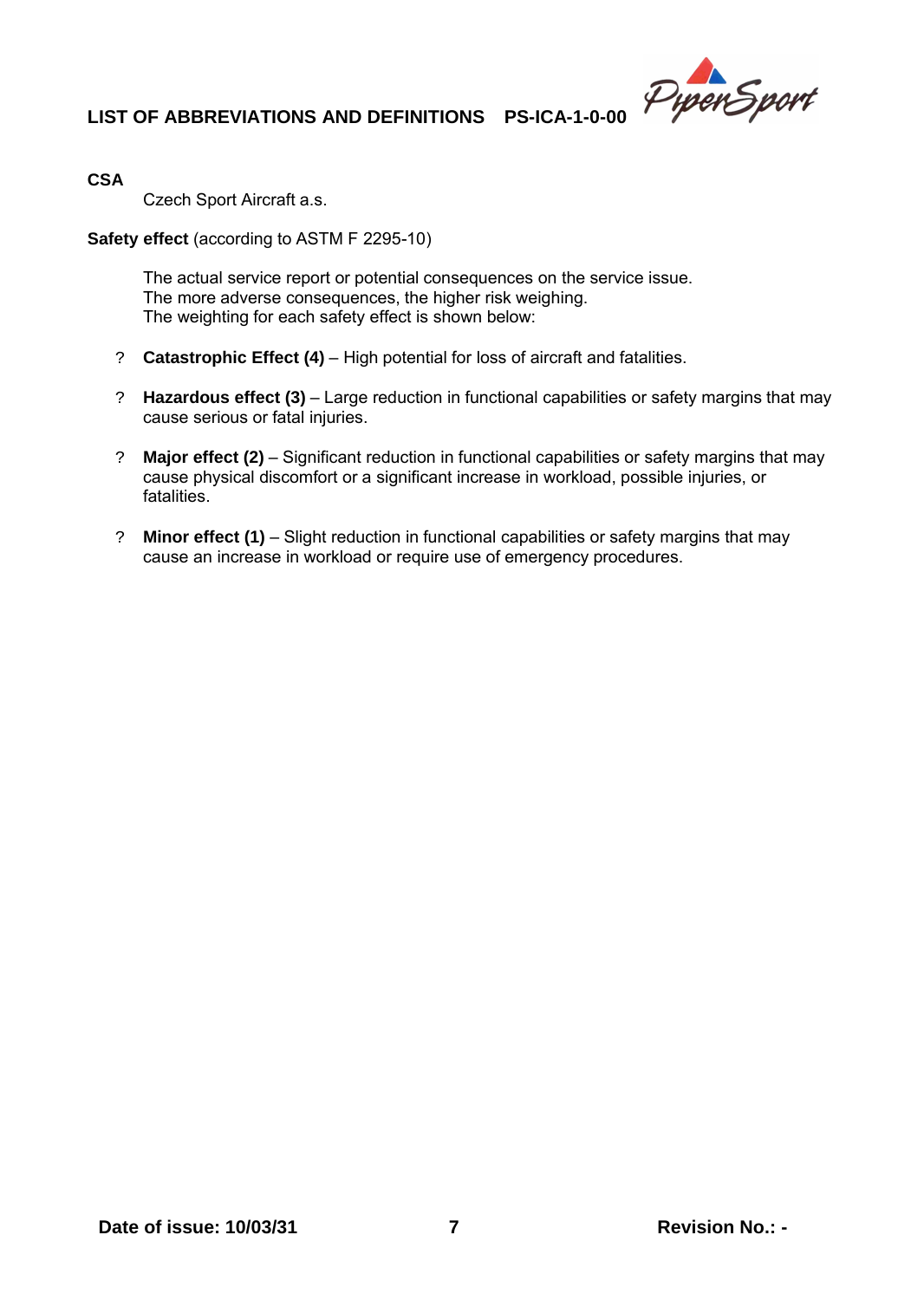**CSA**

Czech Sport Aircraft a.s.

**Safety effect** (according to ASTM F 2295-10)

The actual service report or potential consequences on the service issue.
The more adverse consequences, the higher risk weighing.
The weighting for each safety effect is shown below:

- **Catastrophic Effect (4)** – High potential for loss of aircraft and fatalities.
- **Hazardous effect (3)** – Large reduction in functional capabilities or safety margins that may cause serious or fatal injuries.
- **Major effect (2)** – Significant reduction in functional capabilities or safety margins that may cause physical discomfort or a significant increase in workload, possible injuries, or fatalities.
- **Minor effect (1)** – Slight reduction in functional capabilities or safety margins that may cause an increase in workload or require use of emergency procedures.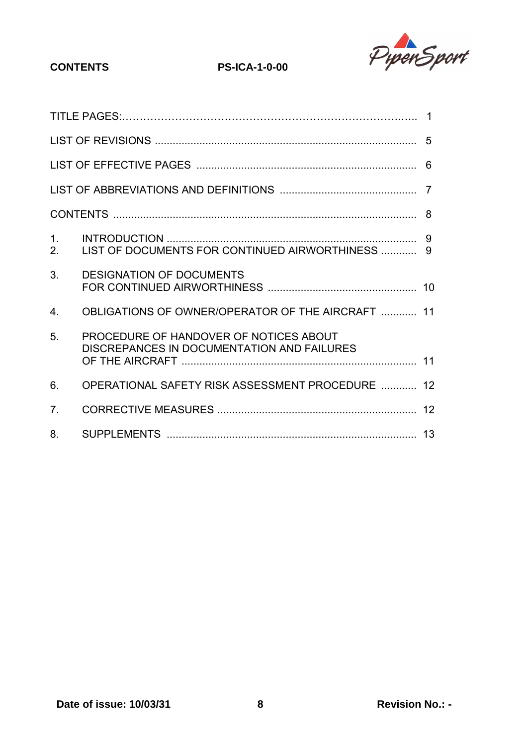# CONTENTS

| | | |
|---|---|---|
| TITLE PAGES: | | 1 |
| LIST OF REVISIONS | | 5 |
| LIST OF EFFECTIVE PAGES | | 6 |
| LIST OF ABBREVIATIONS AND DEFINITIONS | | 7 |
| CONTENTS | | 8 |
| 1. | INTRODUCTION | 9 |
| 2. | LIST OF DOCUMENTS FOR CONTINUED AIRWORTHINESS | 9 |
| 3. | DESIGNATION OF DOCUMENTS FOR CONTINUED AIRWORTHINESS | 10 |
| 4. | OBLIGATIONS OF OWNER/OPERATOR OF THE AIRCRAFT | 11 |
| 5. | PROCEDURE OF HANDOVER OF NOTICES ABOUT DISCREPANCES IN DOCUMENTATION AND FAILURES OF THE AIRCRAFT | 11 |
| 6. | OPERATIONAL SAFETY RISK ASSESSMENT PROCEDURE | 12 |
| 7. | CORRECTIVE MEASURES | 12 |
| 8. | SUPPLEMENTS | 13 |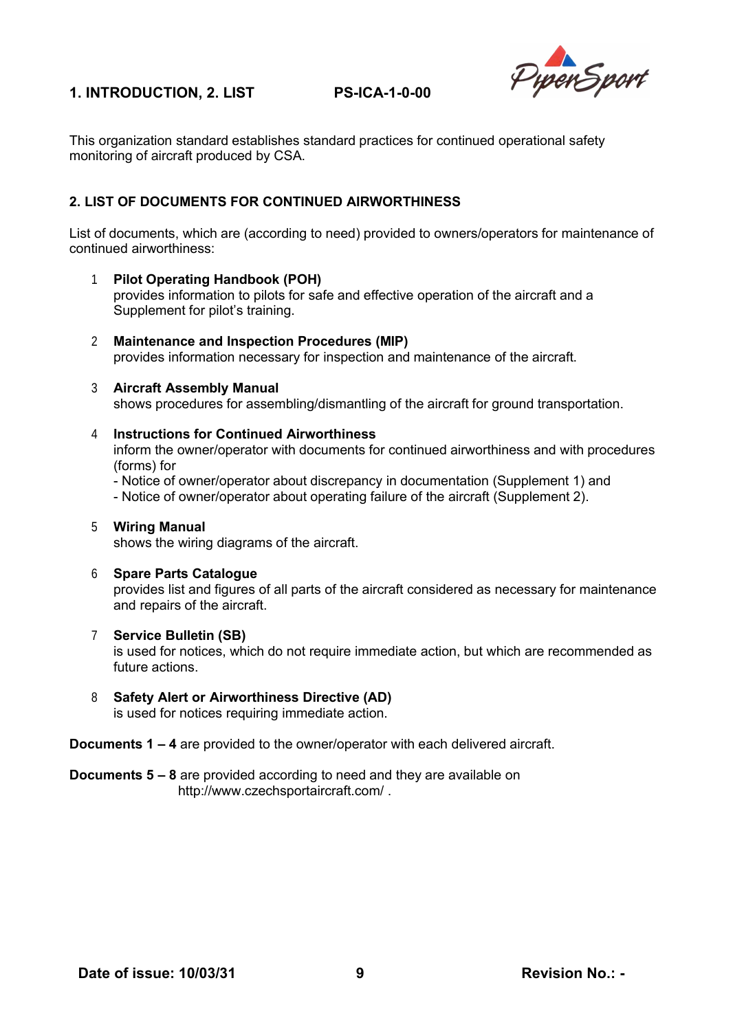This organization standard establishes standard practices for continued operational safety monitoring of aircraft produced by CSA.

## 2. LIST OF DOCUMENTS FOR CONTINUED AIRWORTHINESS

List of documents, which are (according to need) provided to owners/operators for maintenance of continued airworthiness:

1. **Pilot Operating Handbook (POH)**
   provides information to pilots for safe and effective operation of the aircraft and a Supplement for pilot's training.

2. **Maintenance and Inspection Procedures (MIP)**
   provides information necessary for inspection and maintenance of the aircraft.

3. **Aircraft Assembly Manual**
   shows procedures for assembling/dismantling of the aircraft for ground transportation.

4. **Instructions for Continued Airworthiness**
   inform the owner/operator with documents for continued airworthiness and with procedures (forms) for
   - Notice of owner/operator about discrepancy in documentation (Supplement 1) and
   - Notice of owner/operator about operating failure of the aircraft (Supplement 2).

5. **Wiring Manual**
   shows the wiring diagrams of the aircraft.

6. **Spare Parts Catalogue**
   provides list and figures of all parts of the aircraft considered as necessary for maintenance and repairs of the aircraft.

7. **Service Bulletin (SB)**
   is used for notices, which do not require immediate action, but which are recommended as future actions.

8. **Safety Alert or Airworthiness Directive (AD)**
   is used for notices requiring immediate action.

**Documents 1 – 4** are provided to the owner/operator with each delivered aircraft.

**Documents 5 – 8** are provided according to need and they are available on http://www.czechsportaircraft.com/ .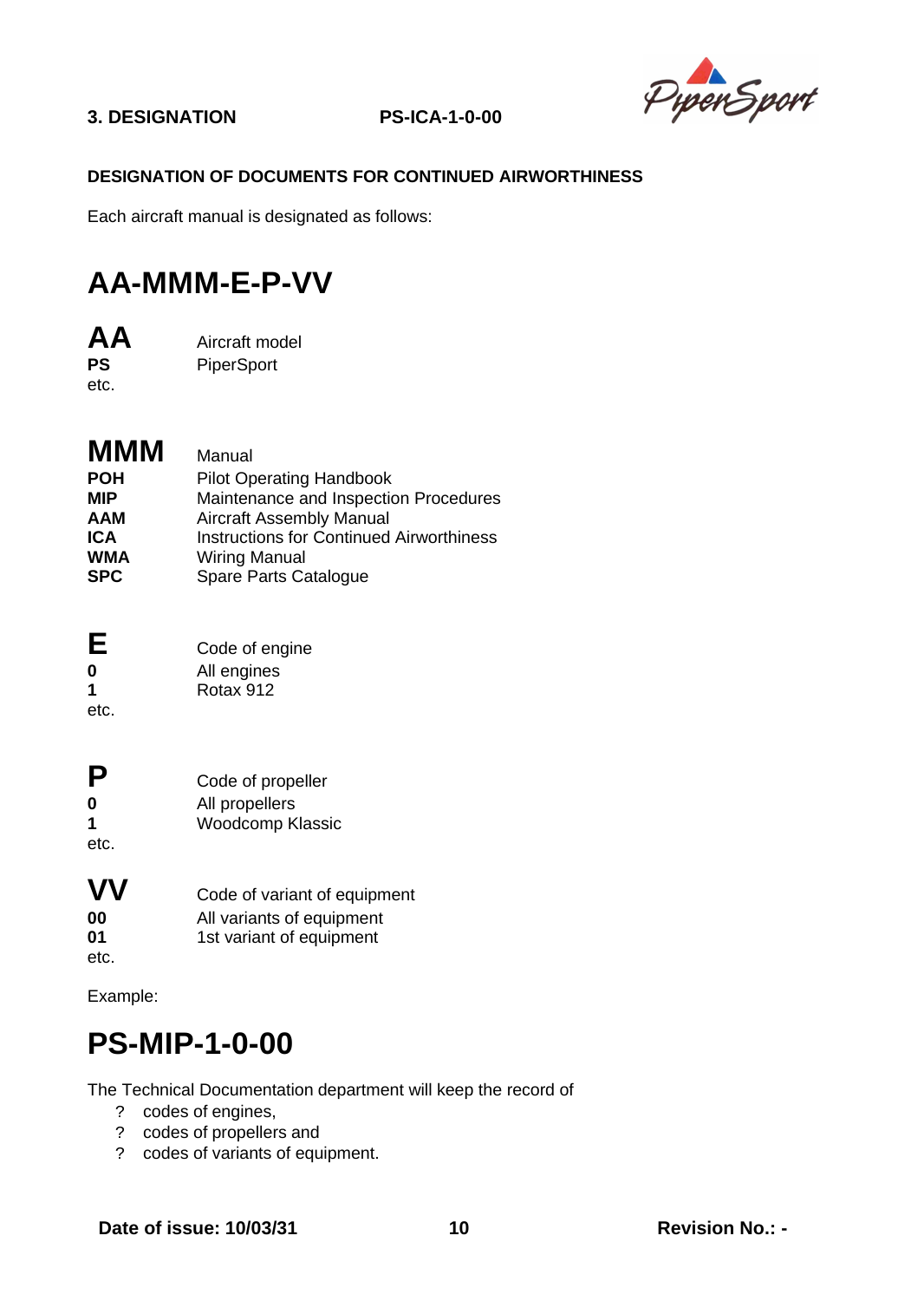## 3. DESIGNATION PS-ICA-1-0-00

### DESIGNATION OF DOCUMENTS FOR CONTINUED AIRWORTHINESS

Each aircraft manual is designated as follows:

# AA-MMM-E-P-VV

| **AA** | Aircraft model |
|---|---|
| **PS** | PiperSport |
| etc. | |

| **MMM** | Manual |
|---|---|
| **POH** | Pilot Operating Handbook |
| **MIP** | Maintenance and Inspection Procedures |
| **AAM** | Aircraft Assembly Manual |
| **ICA** | Instructions for Continued Airworthiness |
| **WMA** | Wiring Manual |
| **SPC** | Spare Parts Catalogue |

| **E** | Code of engine |
|---|---|
| **0** | All engines |
| **1** | Rotax 912 |
| etc. | |

| **P** | Code of propeller |
|---|---|
| **0** | All propellers |
| **1** | Woodcomp Klassic |
| etc. | |

| **VV** | Code of variant of equipment |
|---|---|
| **00** | All variants of equipment |
| **01** | 1st variant of equipment |
| etc. | |

Example:

# PS-MIP-1-0-00

The Technical Documentation department will keep the record of

- codes of engines,
- codes of propellers and
- codes of variants of equipment.

**Date of issue: 10/03/31** **Revision No.: -**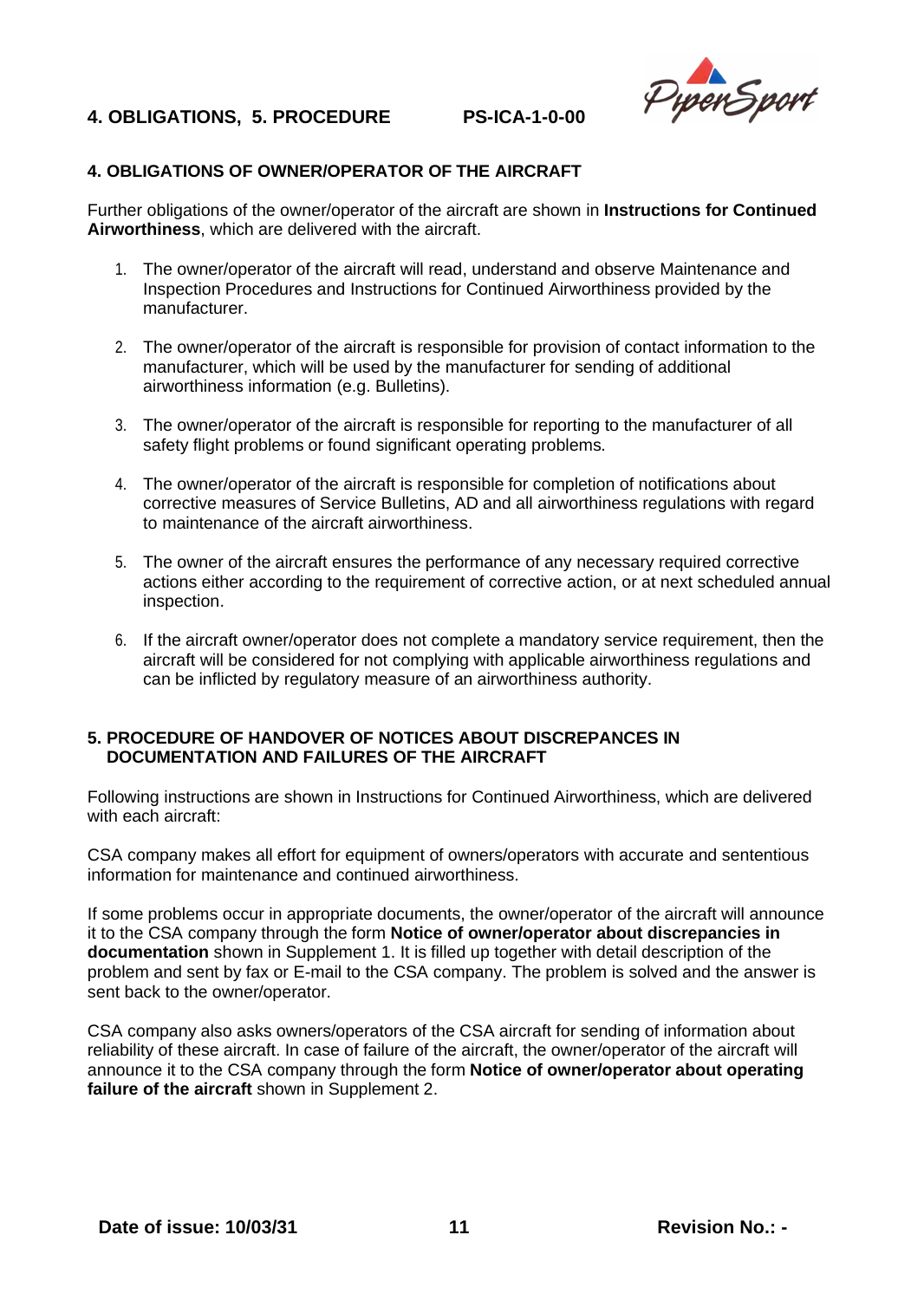## 4. OBLIGATIONS OF OWNER/OPERATOR OF THE AIRCRAFT

Further obligations of the owner/operator of the aircraft are shown in **Instructions for Continued Airworthiness**, which are delivered with the aircraft.

1. The owner/operator of the aircraft will read, understand and observe Maintenance and Inspection Procedures and Instructions for Continued Airworthiness provided by the manufacturer.

2. The owner/operator of the aircraft is responsible for provision of contact information to the manufacturer, which will be used by the manufacturer for sending of additional airworthiness information (e.g. Bulletins).

3. The owner/operator of the aircraft is responsible for reporting to the manufacturer of all safety flight problems or found significant operating problems.

4. The owner/operator of the aircraft is responsible for completion of notifications about corrective measures of Service Bulletins, AD and all airworthiness regulations with regard to maintenance of the aircraft airworthiness.

5. The owner of the aircraft ensures the performance of any necessary required corrective actions either according to the requirement of corrective action, or at next scheduled annual inspection.

6. If the aircraft owner/operator does not complete a mandatory service requirement, then the aircraft will be considered for not complying with applicable airworthiness regulations and can be inflicted by regulatory measure of an airworthiness authority.

## 5. PROCEDURE OF HANDOVER OF NOTICES ABOUT DISCREPANCIES IN DOCUMENTATION AND FAILURES OF THE AIRCRAFT

Following instructions are shown in Instructions for Continued Airworthiness, which are delivered with each aircraft:

CSA company makes all effort for equipment of owners/operators with accurate and sententious information for maintenance and continued airworthiness.

If some problems occur in appropriate documents, the owner/operator of the aircraft will announce it to the CSA company through the form **Notice of owner/operator about discrepancies in documentation** shown in Supplement 1. It is filled up together with detail description of the problem and sent by fax or E-mail to the CSA company. The problem is solved and the answer is sent back to the owner/operator.

CSA company also asks owners/operators of the CSA aircraft for sending of information about reliability of these aircraft. In case of failure of the aircraft, the owner/operator of the aircraft will announce it to the CSA company through the form **Notice of owner/operator about operating failure of the aircraft** shown in Supplement 2.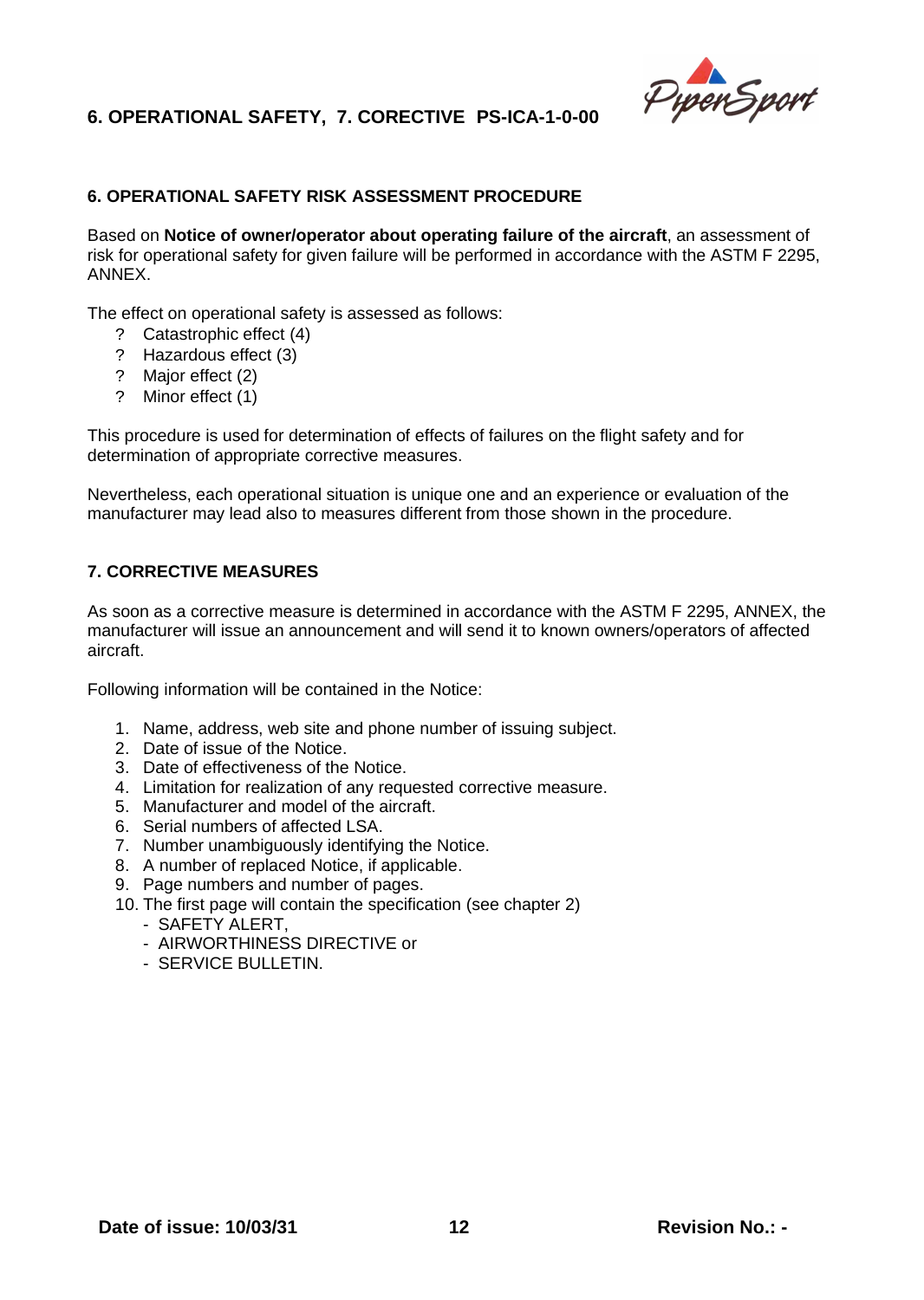## 6. OPERATIONAL SAFETY RISK ASSESSMENT PROCEDURE

Based on **Notice of owner/operator about operating failure of the aircraft**, an assessment of risk for operational safety for given failure will be performed in accordance with the ASTM F 2295, ANNEX.

The effect on operational safety is assessed as follows:

- Catastrophic effect (4)
- Hazardous effect (3)
- Major effect (2)
- Minor effect (1)

This procedure is used for determination of effects of failures on the flight safety and for determination of appropriate corrective measures.

Nevertheless, each operational situation is unique one and an experience or evaluation of the manufacturer may lead also to measures different from those shown in the procedure.

## 7. CORRECTIVE MEASURES

As soon as a corrective measure is determined in accordance with the ASTM F 2295, ANNEX, the manufacturer will issue an announcement and will send it to known owners/operators of affected aircraft.

Following information will be contained in the Notice:

1. Name, address, web site and phone number of issuing subject.
2. Date of issue of the Notice.
3. Date of effectiveness of the Notice.
4. Limitation for realization of any requested corrective measure.
5. Manufacturer and model of the aircraft.
6. Serial numbers of affected LSA.
7. Number unambiguously identifying the Notice.
8. A number of replaced Notice, if applicable.
9. Page numbers and number of pages.
10. The first page will contain the specification (see chapter 2)
    - SAFETY ALERT,
    - AIRWORTHINESS DIRECTIVE or
    - SERVICE BULLETIN.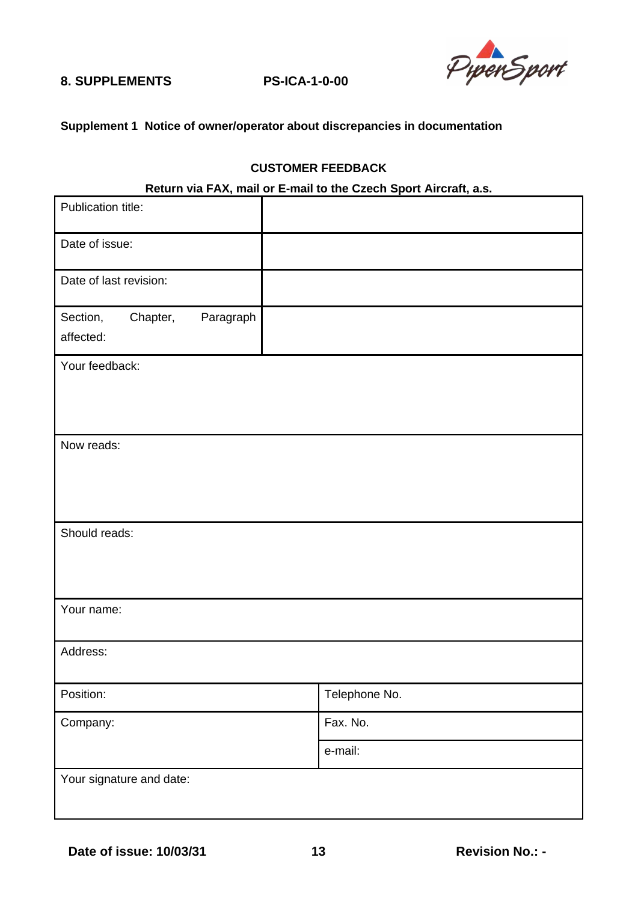**Supplement 1 Notice of owner/operator about discrepancies in documentation**

**CUSTOMER FEEDBACK**

**Return via FAX, mail or E-mail to the Czech Sport Aircraft, a.s.**

| Publication title: | |
|---|---|
| Date of issue: | |
| Date of last revision: | |
| Section, Chapter, Paragraph affected: | |
| Your feedback: | |
| Now reads: | |
| Should reads: | |
| Your name: | |
| Address: | |
| Position: | Telephone No. |
| Company: | Fax. No. |
| | e-mail: |
| Your signature and date: | |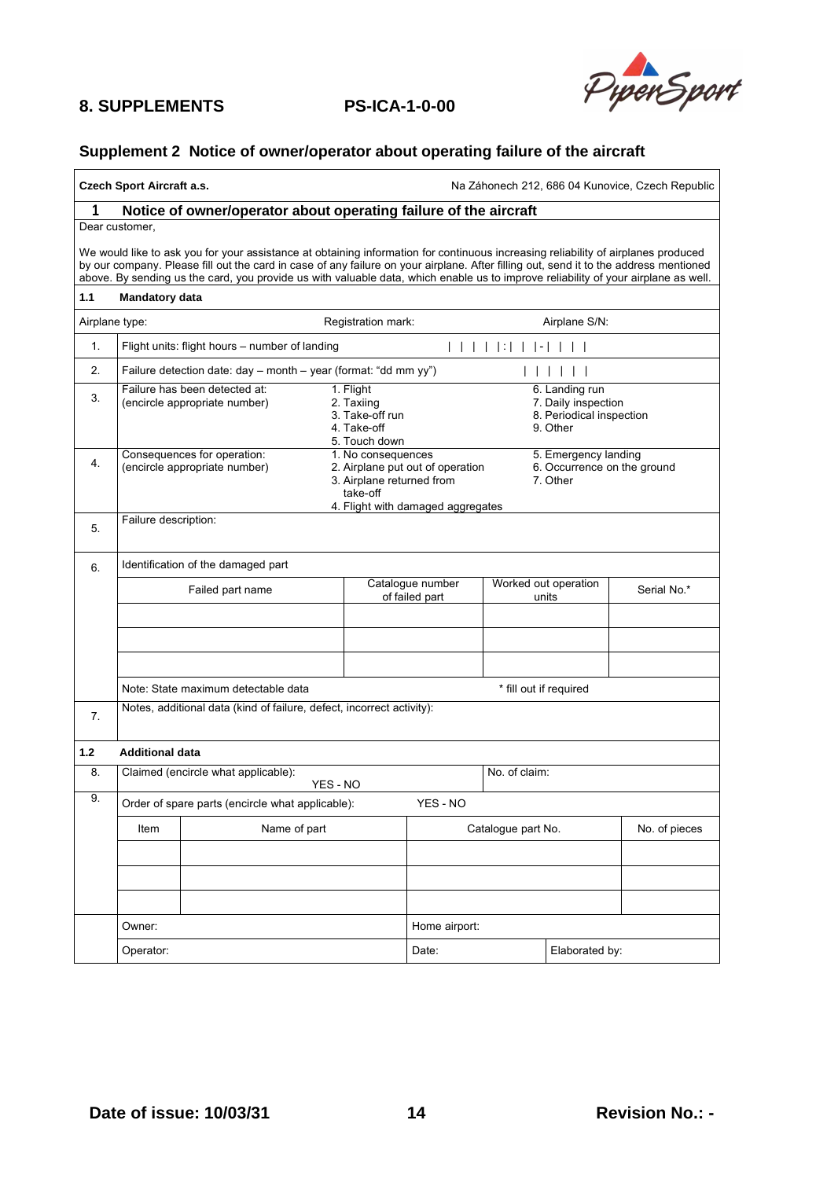## Supplement 2 Notice of owner/operator about operating failure of the aircraft

**Czech Sport Aircraft a.s.** Na Záhonech 212, 686 04 Kunovice, Czech Republic

### 1 Notice of owner/operator about operating failure of the aircraft

Dear customer,

We would like to ask you for your assistance at obtaining information for continuous increasing reliability of airplanes produced by our company. Please fill out the card in case of any failure on your airplane. After filling out, send it to the address mentioned above. By sending us the card, you provide us with valuable data, which enable us to improve reliability of your airplane as well.

**1.1 Mandatory data**

| Airplane type: | Registration mark: | Airplane S/N: |
|---|---|---|

| | | | |
|---|---|---|---|
| 1. | Flight units: flight hours – number of landing | \| \| \| \| \|:\| \| \|-\| \| \| \| | |
| 2. | Failure detection date: day – month – year (format: "dd mm yy") | \| \| \| \| \| \| | |
| 3. | Failure has been detected at: (encircle appropriate number) | 1. Flight<br>2. Taxiing<br>3. Take-off run<br>4. Take-off<br>5. Touch down | 6. Landing run<br>7. Daily inspection<br>8. Periodical inspection<br>9. Other |
| 4. | Consequences for operation: (encircle appropriate number) | 1. No consequences<br>2. Airplane put out of operation<br>3. Airplane returned from take-off<br>4. Flight with damaged aggregates | 5. Emergency landing<br>6. Occurrence on the ground<br>7. Other |
| 5. | Failure description: | | |
| 6. | Identification of the damaged part | | |

| Failed part name | Catalogue number of failed part | Worked out operation units | Serial No.* |
|---|---|---|---|
| | | | |
| | | | |
| | | | |

Note: State maximum detectable data * fill out if required

7. Notes, additional data (kind of failure, defect, incorrect activity):

**1.2 Additional data**

| | | |
|---|---|---|
| 8. | Claimed (encircle what applicable): YES - NO | No. of claim: |
| 9. | Order of spare parts (encircle what applicable): YES - NO | |

| Item | Name of part | Catalogue part No. | No. of pieces |
|---|---|---|---|
| | | | |
| | | | |
| | | | |

| | | |
|---|---|---|
| Owner: | Home airport: | |
| Operator: | Date: | Elaborated by: |